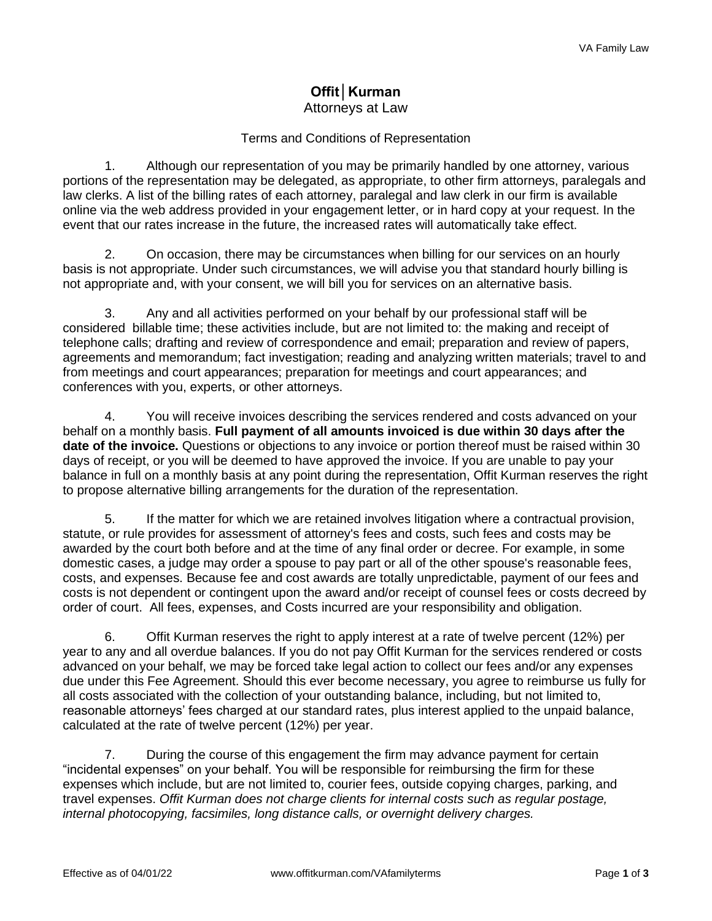# Offit│Kurman

Attorneys at Law

Terms and Conditions of Representation

1. Although our representation of you may be primarily handled by one attorney, various portions of the representation may be delegated, as appropriate, to other firm attorneys, paralegals and law clerks. A list of the billing rates of each attorney, paralegal and law clerk in our firm is available online via the web address provided in your engagement letter, or in hard copy at your request. In the event that our rates increase in the future, the increased rates will automatically take effect.

2. On occasion, there may be circumstances when billing for our services on an hourly basis is not appropriate. Under such circumstances, we will advise you that standard hourly billing is not appropriate and, with your consent, we will bill you for services on an alternative basis.

3. Any and all activities performed on your behalf by our professional staff will be considered billable time; these activities include, but are not limited to: the making and receipt of telephone calls; drafting and review of correspondence and email; preparation and review of papers, agreements and memorandum; fact investigation; reading and analyzing written materials; travel to and from meetings and court appearances; preparation for meetings and court appearances; and conferences with you, experts, or other attorneys.

4. You will receive invoices describing the services rendered and costs advanced on your behalf on a monthly basis. **Full payment of all amounts invoiced is due within 30 days after the date of the invoice.** Questions or objections to any invoice or portion thereof must be raised within 30 days of receipt, or you will be deemed to have approved the invoice. If you are unable to pay your balance in full on a monthly basis at any point during the representation, Offit Kurman reserves the right to propose alternative billing arrangements for the duration of the representation.

5. If the matter for which we are retained involves litigation where a contractual provision, statute, or rule provides for assessment of attorney's fees and costs, such fees and costs may be awarded by the court both before and at the time of any final order or decree. For example, in some domestic cases, a judge may order a spouse to pay part or all of the other spouse's reasonable fees, costs, and expenses. Because fee and cost awards are totally unpredictable, payment of our fees and costs is not dependent or contingent upon the award and/or receipt of counsel fees or costs decreed by order of court. All fees, expenses, and Costs incurred are your responsibility and obligation.

6. Offit Kurman reserves the right to apply interest at a rate of twelve percent (12%) per year to any and all overdue balances. If you do not pay Offit Kurman for the services rendered or costs advanced on your behalf, we may be forced take legal action to collect our fees and/or any expenses due under this Fee Agreement. Should this ever become necessary, you agree to reimburse us fully for all costs associated with the collection of your outstanding balance, including, but not limited to, reasonable attorneys' fees charged at our standard rates, plus interest applied to the unpaid balance, calculated at the rate of twelve percent (12%) per year.

7. During the course of this engagement the firm may advance payment for certain "incidental expenses" on your behalf. You will be responsible for reimbursing the firm for these expenses which include, but are not limited to, courier fees, outside copying charges, parking, and travel expenses. *Offit Kurman does not charge clients for internal costs such as regular postage, internal photocopying, facsimiles, long distance calls, or overnight delivery charges.*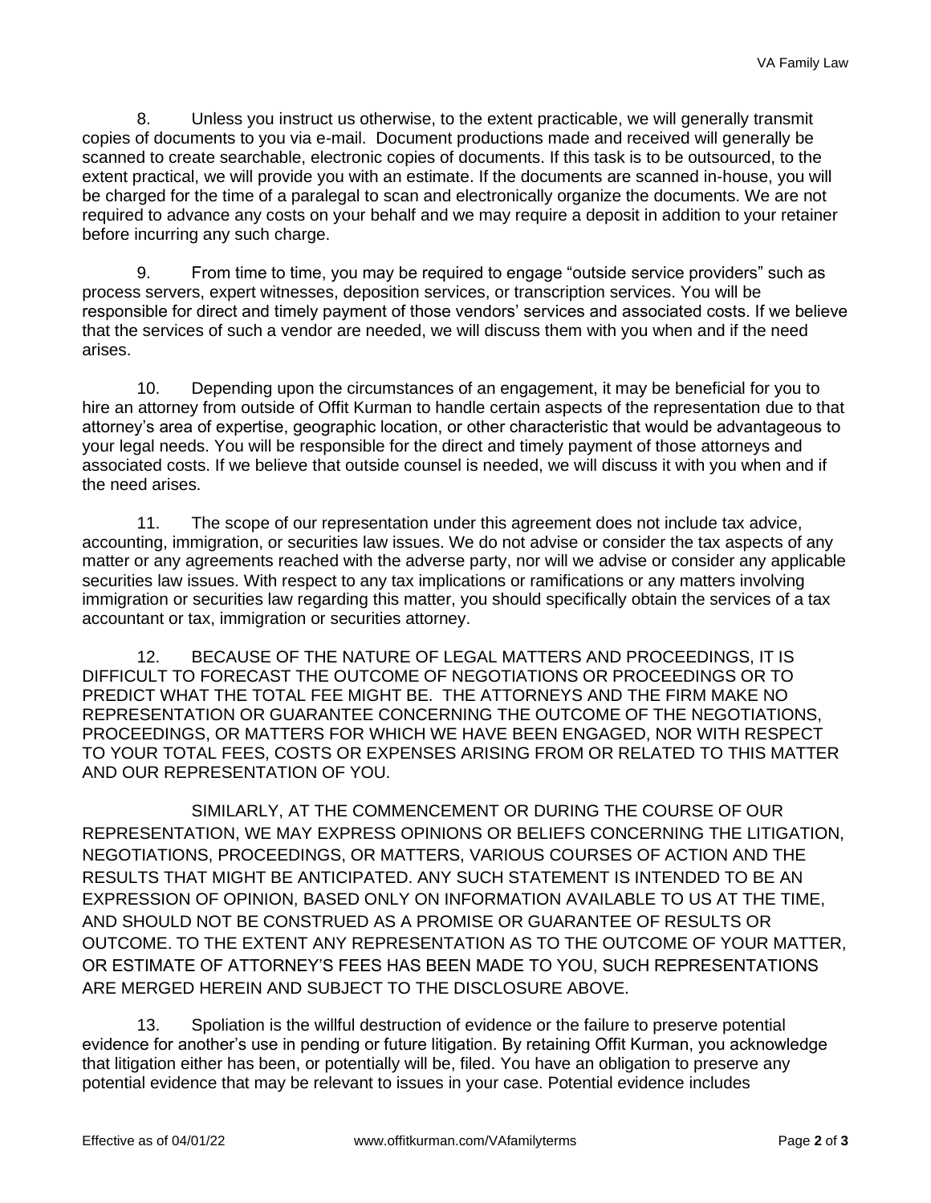8. Unless you instruct us otherwise, to the extent practicable, we will generally transmit copies of documents to you via e-mail. Document productions made and received will generally be scanned to create searchable, electronic copies of documents. If this task is to be outsourced, to the extent practical, we will provide you with an estimate. If the documents are scanned in-house, you will be charged for the time of a paralegal to scan and electronically organize the documents. We are not required to advance any costs on your behalf and we may require a deposit in addition to your retainer before incurring any such charge.

9. From time to time, you may be required to engage "outside service providers" such as process servers, expert witnesses, deposition services, or transcription services. You will be responsible for direct and timely payment of those vendors' services and associated costs. If we believe that the services of such a vendor are needed, we will discuss them with you when and if the need arises.

10. Depending upon the circumstances of an engagement, it may be beneficial for you to hire an attorney from outside of Offit Kurman to handle certain aspects of the representation due to that attorney's area of expertise, geographic location, or other characteristic that would be advantageous to your legal needs. You will be responsible for the direct and timely payment of those attorneys and associated costs. If we believe that outside counsel is needed, we will discuss it with you when and if the need arises.

11. The scope of our representation under this agreement does not include tax advice, accounting, immigration, or securities law issues. We do not advise or consider the tax aspects of any matter or any agreements reached with the adverse party, nor will we advise or consider any applicable securities law issues. With respect to any tax implications or ramifications or any matters involving immigration or securities law regarding this matter, you should specifically obtain the services of a tax accountant or tax, immigration or securities attorney.

12. BECAUSE OF THE NATURE OF LEGAL MATTERS AND PROCEEDINGS, IT IS DIFFICULT TO FORECAST THE OUTCOME OF NEGOTIATIONS OR PROCEEDINGS OR TO PREDICT WHAT THE TOTAL FEE MIGHT BE. THE ATTORNEYS AND THE FIRM MAKE NO REPRESENTATION OR GUARANTEE CONCERNING THE OUTCOME OF THE NEGOTIATIONS, PROCEEDINGS, OR MATTERS FOR WHICH WE HAVE BEEN ENGAGED, NOR WITH RESPECT TO YOUR TOTAL FEES, COSTS OR EXPENSES ARISING FROM OR RELATED TO THIS MATTER AND OUR REPRESENTATION OF YOU.

SIMILARLY, AT THE COMMENCEMENT OR DURING THE COURSE OF OUR REPRESENTATION, WE MAY EXPRESS OPINIONS OR BELIEFS CONCERNING THE LITIGATION, NEGOTIATIONS, PROCEEDINGS, OR MATTERS, VARIOUS COURSES OF ACTION AND THE RESULTS THAT MIGHT BE ANTICIPATED. ANY SUCH STATEMENT IS INTENDED TO BE AN EXPRESSION OF OPINION, BASED ONLY ON INFORMATION AVAILABLE TO US AT THE TIME, AND SHOULD NOT BE CONSTRUED AS A PROMISE OR GUARANTEE OF RESULTS OR OUTCOME. TO THE EXTENT ANY REPRESENTATION AS TO THE OUTCOME OF YOUR MATTER, OR ESTIMATE OF ATTORNEY'S FEES HAS BEEN MADE TO YOU, SUCH REPRESENTATIONS ARE MERGED HEREIN AND SUBJECT TO THE DISCLOSURE ABOVE.

13. Spoliation is the willful destruction of evidence or the failure to preserve potential evidence for another's use in pending or future litigation. By retaining Offit Kurman, you acknowledge that litigation either has been, or potentially will be, filed. You have an obligation to preserve any potential evidence that may be relevant to issues in your case. Potential evidence includes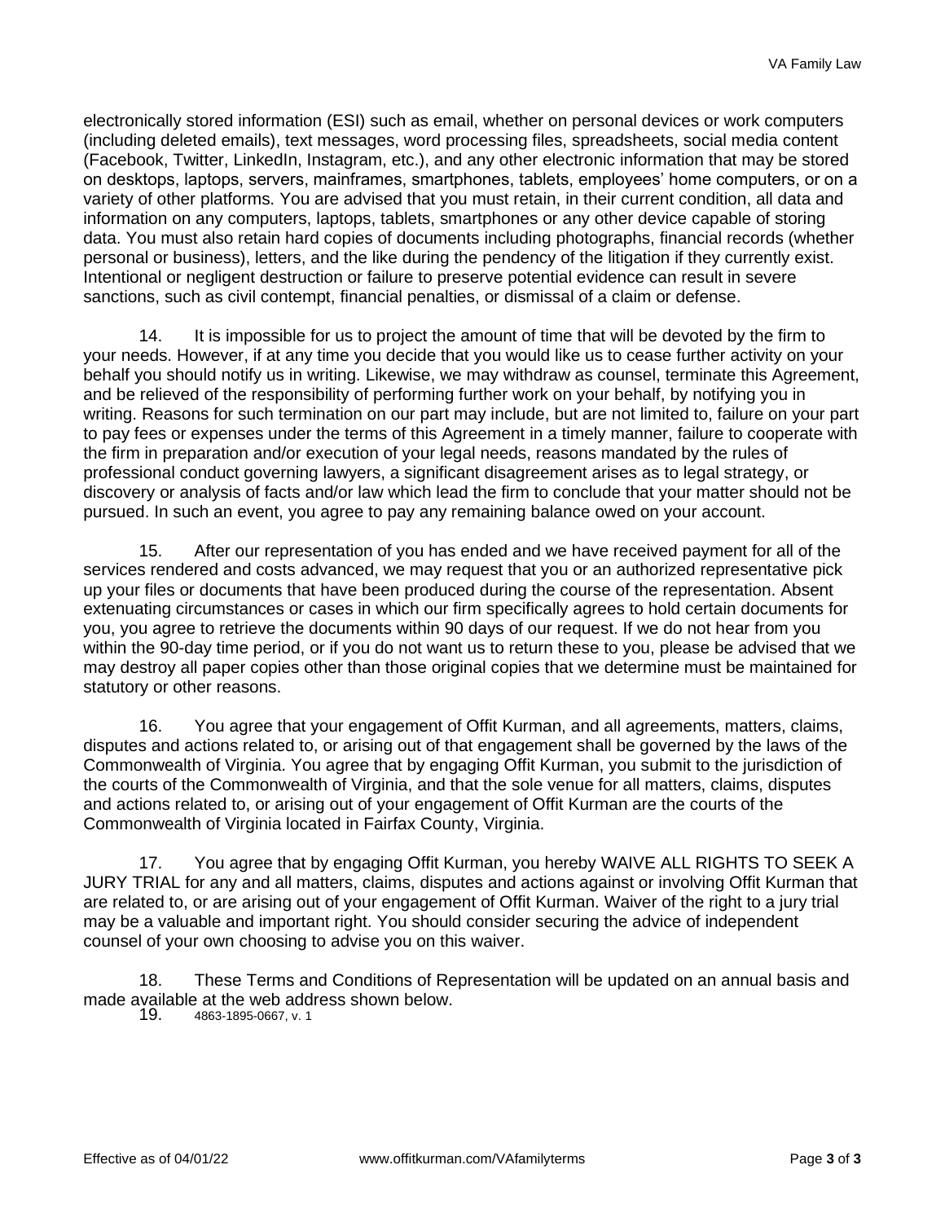electronically stored information (ESI) such as email, whether on personal devices or work computers (including deleted emails), text messages, word processing files, spreadsheets, social media content (Facebook, Twitter, LinkedIn, Instagram, etc.), and any other electronic information that may be stored on desktops, laptops, servers, mainframes, smartphones, tablets, employees' home computers, or on a variety of other platforms. You are advised that you must retain, in their current condition, all data and information on any computers, laptops, tablets, smartphones or any other device capable of storing data. You must also retain hard copies of documents including photographs, financial records (whether personal or business), letters, and the like during the pendency of the litigation if they currently exist. Intentional or negligent destruction or failure to preserve potential evidence can result in severe sanctions, such as civil contempt, financial penalties, or dismissal of a claim or defense.

14. It is impossible for us to project the amount of time that will be devoted by the firm to your needs. However, if at any time you decide that you would like us to cease further activity on your behalf you should notify us in writing. Likewise, we may withdraw as counsel, terminate this Agreement, and be relieved of the responsibility of performing further work on your behalf, by notifying you in writing. Reasons for such termination on our part may include, but are not limited to, failure on your part to pay fees or expenses under the terms of this Agreement in a timely manner, failure to cooperate with the firm in preparation and/or execution of your legal needs, reasons mandated by the rules of professional conduct governing lawyers, a significant disagreement arises as to legal strategy, or discovery or analysis of facts and/or law which lead the firm to conclude that your matter should not be pursued. In such an event, you agree to pay any remaining balance owed on your account.

15. After our representation of you has ended and we have received payment for all of the services rendered and costs advanced, we may request that you or an authorized representative pick up your files or documents that have been produced during the course of the representation. Absent extenuating circumstances or cases in which our firm specifically agrees to hold certain documents for you, you agree to retrieve the documents within 90 days of our request. If we do not hear from you within the 90-day time period, or if you do not want us to return these to you, please be advised that we may destroy all paper copies other than those original copies that we determine must be maintained for statutory or other reasons.

16. You agree that your engagement of Offit Kurman, and all agreements, matters, claims, disputes and actions related to, or arising out of that engagement shall be governed by the laws of the Commonwealth of Virginia. You agree that by engaging Offit Kurman, you submit to the jurisdiction of the courts of the Commonwealth of Virginia, and that the sole venue for all matters, claims, disputes and actions related to, or arising out of your engagement of Offit Kurman are the courts of the Commonwealth of Virginia located in Fairfax County, Virginia.

17. You agree that by engaging Offit Kurman, you hereby WAIVE ALL RIGHTS TO SEEK A JURY TRIAL for any and all matters, claims, disputes and actions against or involving Offit Kurman that are related to, or are arising out of your engagement of Offit Kurman. Waiver of the right to a jury trial may be a valuable and important right. You should consider securing the advice of independent counsel of your own choosing to advise you on this waiver.

18. These Terms and Conditions of Representation will be updated on an annual basis and made available at the web address shown below.

19. 4863-1895-0667, v. 1

Effective as of 04/01/22 www.offitkurman.com/VAfamilyterms